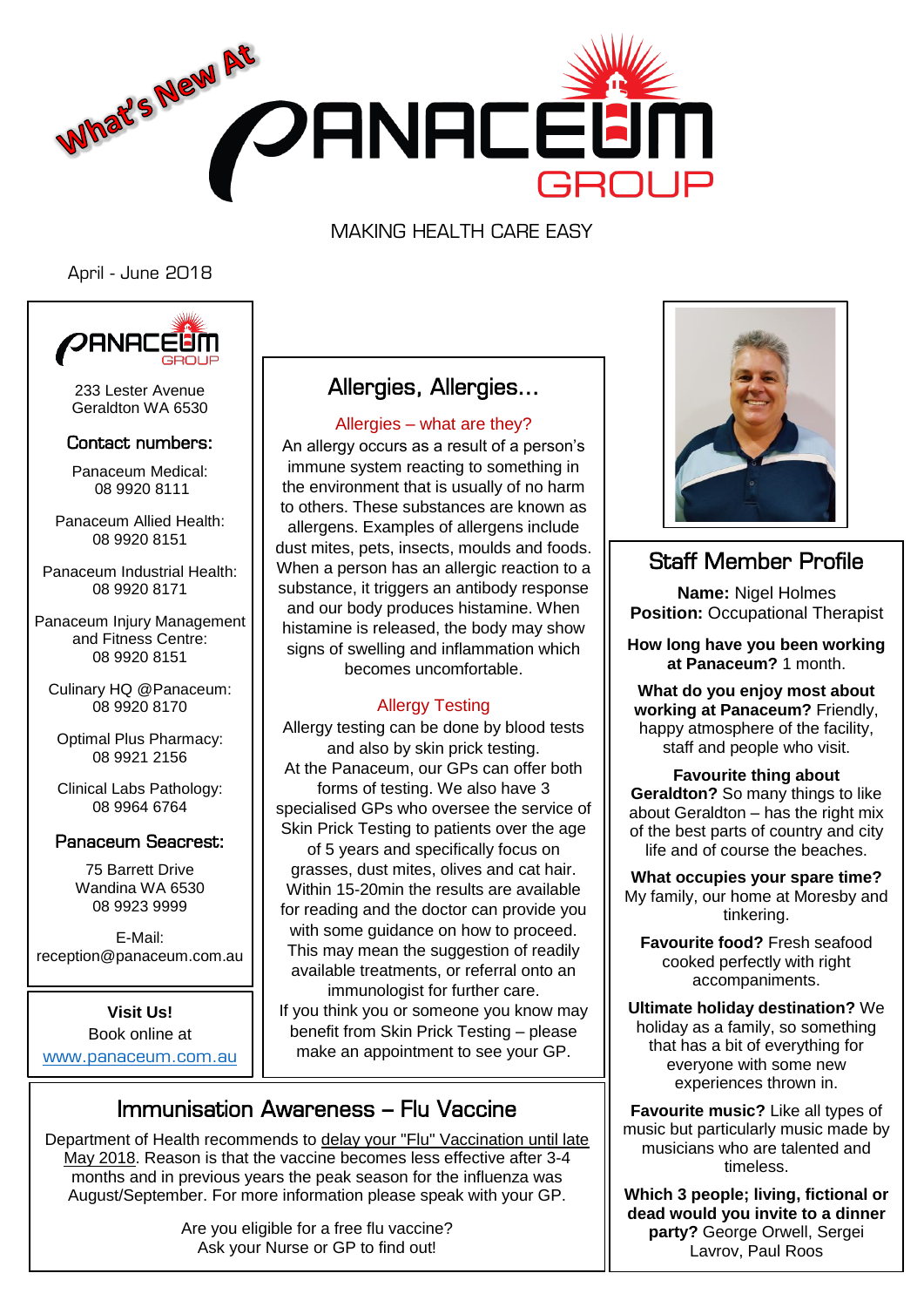What's New At

# PANACEUM GROUP

MAKING HEALTH CARE EASY

April - June 2018

PANACEUM GROUP

233 Lester Avenue
Geraldton WA 6530

### Contact numbers:

Panaceum Medical:
08 9920 8111

Panaceum Allied Health:
08 9920 8151

Panaceum Industrial Health:
08 9920 8171

Panaceum Injury Management and Fitness Centre:
08 9920 8151

Culinary HQ @Panaceum:
08 9920 8170

Optimal Plus Pharmacy:
08 9921 2156

Clinical Labs Pathology:
08 9964 6764

### Panaceum Seacrest:

75 Barrett Drive
Wandina WA 6530
08 9923 9999

E-Mail:
reception@panaceum.com.au

**Visit Us!**
Book online at
www.panaceum.com.au

## Allergies, Allergies...

### Allergies – what are they?

An allergy occurs as a result of a person's immune system reacting to something in the environment that is usually of no harm to others. These substances are known as allergens. Examples of allergens include dust mites, pets, insects, moulds and foods. When a person has an allergic reaction to a substance, it triggers an antibody response and our body produces histamine. When histamine is released, the body may show signs of swelling and inflammation which becomes uncomfortable.

### Allergy Testing

Allergy testing can be done by blood tests and also by skin prick testing.
At the Panaceum, our GPs can offer both forms of testing. We also have 3 specialised GPs who oversee the service of Skin Prick Testing to patients over the age of 5 years and specifically focus on grasses, dust mites, olives and cat hair. Within 15-20min the results are available for reading and the doctor can provide you with some guidance on how to proceed. This may mean the suggestion of readily available treatments, or referral onto an immunologist for further care.
If you think you or someone you know may benefit from Skin Prick Testing – please make an appointment to see your GP.

## Staff Member Profile

**Name:** Nigel Holmes
**Position:** Occupational Therapist

**How long have you been working at Panaceum?** 1 month.

**What do you enjoy most about working at Panaceum?** Friendly, happy atmosphere of the facility, staff and people who visit.

**Favourite thing about Geraldton?** So many things to like about Geraldton – has the right mix of the best parts of country and city life and of course the beaches.

**What occupies your spare time?** My family, our home at Moresby and tinkering.

**Favourite food?** Fresh seafood cooked perfectly with right accompaniments.

**Ultimate holiday destination?** We holiday as a family, so something that has a bit of everything for everyone with some new experiences thrown in.

**Favourite music?** Like all types of music but particularly music made by musicians who are talented and timeless.

**Which 3 people; living, fictional or dead would you invite to a dinner party?** George Orwell, Sergei Lavrov, Paul Roos

## Immunisation Awareness – Flu Vaccine

Department of Health recommends to delay your "Flu" Vaccination until late May 2018. Reason is that the vaccine becomes less effective after 3-4 months and in previous years the peak season for the influenza was August/September. For more information please speak with your GP.

Are you eligible for a free flu vaccine?
Ask your Nurse or GP to find out!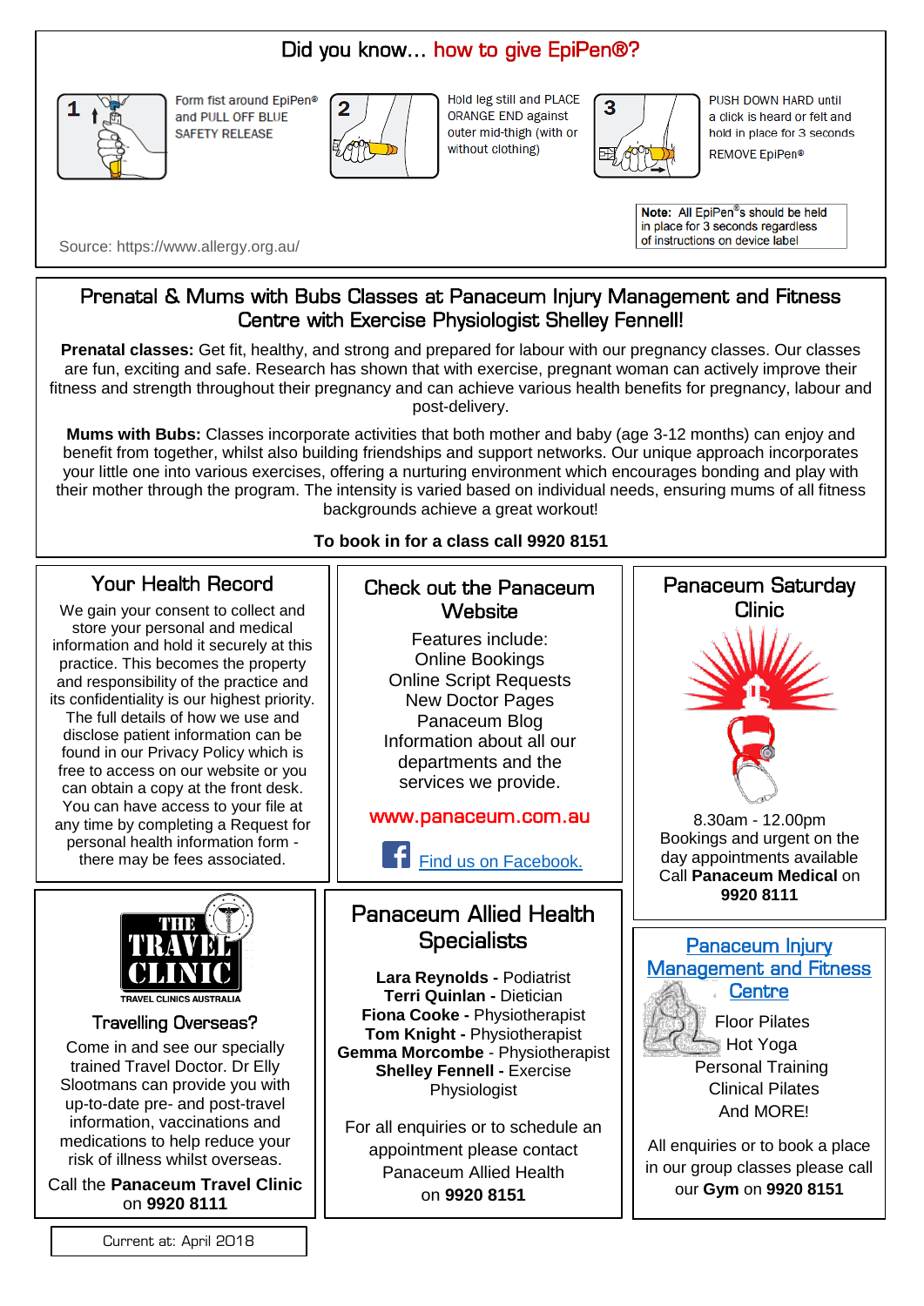## Did you know... how to give EpiPen®?

1. Form fist around EpiPen® and PULL OFF BLUE SAFETY RELEASE
2. Hold leg still and PLACE ORANGE END against outer mid-thigh (with or without clothing)
3. PUSH DOWN HARD until a click is heard or felt and hold in place for 3 seconds. REMOVE EpiPen®

**Note:** All EpiPen®s should be held in place for 3 seconds regardless of instructions on device label

Source: https://www.allergy.org.au/

## Prenatal & Mums with Bubs Classes at Panaceum Injury Management and Fitness Centre with Exercise Physiologist Shelley Fennell!

**Prenatal classes:** Get fit, healthy, and strong and prepared for labour with our pregnancy classes. Our classes are fun, exciting and safe. Research has shown that with exercise, pregnant woman can actively improve their fitness and strength throughout their pregnancy and can achieve various health benefits for pregnancy, labour and post-delivery.

**Mums with Bubs:** Classes incorporate activities that both mother and baby (age 3-12 months) can enjoy and benefit from together, whilst also building friendships and support networks. Our unique approach incorporates your little one into various exercises, offering a nurturing environment which encourages bonding and play with their mother through the program. The intensity is varied based on individual needs, ensuring mums of all fitness backgrounds achieve a great workout!

**To book in for a class call 9920 8151**

## Your Health Record

We gain your consent to collect and store your personal and medical information and hold it securely at this practice. This becomes the property and responsibility of the practice and its confidentiality is our highest priority. The full details of how we use and disclose patient information can be found in our Privacy Policy which is free to access on our website or you can obtain a copy at the front desk. You can have access to your file at any time by completing a Request for personal health information form - there may be fees associated.

## Check out the Panaceum Website

Features include:
Online Bookings
Online Script Requests
New Doctor Pages
Panaceum Blog
Information about all our departments and the services we provide.

www.panaceum.com.au

Find us on Facebook.

## Panaceum Saturday Clinic

8.30am - 12.00pm
Bookings and urgent on the day appointments available
Call **Panaceum Medical** on **9920 8111**

THE TRAVEL CLINIC
TRAVEL CLINICS AUSTRALIA

## Travelling Overseas?

Come in and see our specially trained Travel Doctor. Dr Elly Slootmans can provide you with up-to-date pre- and post-travel information, vaccinations and medications to help reduce your risk of illness whilst overseas.

Call the **Panaceum Travel Clinic** on **9920 8111**

## Panaceum Allied Health Specialists

**Lara Reynolds -** Podiatrist
**Terri Quinlan -** Dietician
**Fiona Cooke -** Physiotherapist
**Tom Knight -** Physiotherapist
**Gemma Morcombe** - Physiotherapist
**Shelley Fennell -** Exercise Physiologist

For all enquiries or to schedule an appointment please contact Panaceum Allied Health on **9920 8151**

## Panaceum Injury Management and Fitness Centre

Floor Pilates
Hot Yoga
Personal Training
Clinical Pilates
And MORE!

All enquiries or to book a place in our group classes please call our **Gym** on **9920 8151**

Current at: April 2018